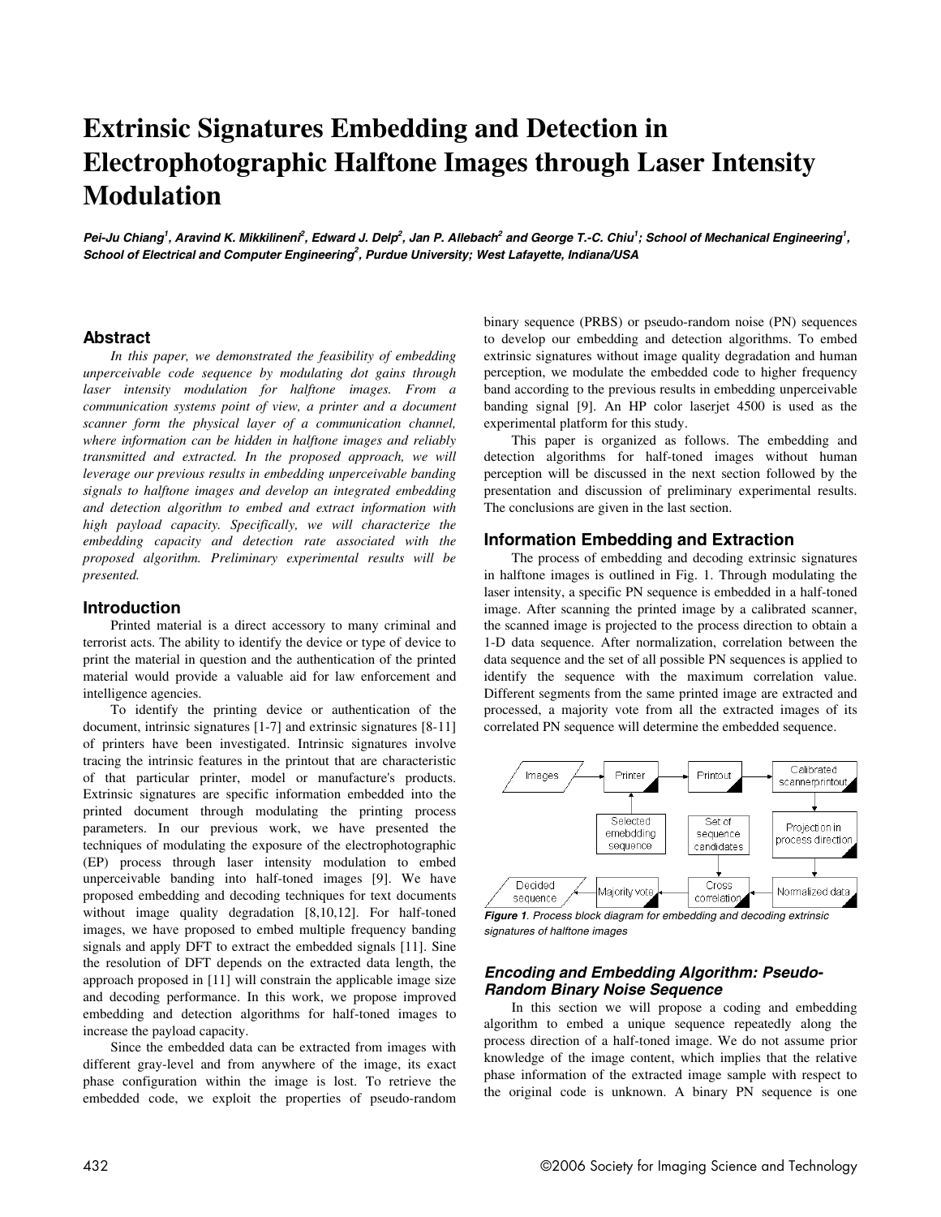# Extrinsic Signatures Embedding and Detection in Electrophotographic Halftone Images through Laser Intensity Modulation

*Pei-Ju Chiang[1], Aravind K. Mikkilineni[2], Edward J. Delp[2], Jan P. Allebach[2] and George T.-C. Chiu[1]; School of Mechanical Engineering[1], School of Electrical and Computer Engineering[2], Purdue University; West Lafayette, Indiana/USA*

## Abstract

*In this paper, we demonstrated the feasibility of embedding unperceivable code sequence by modulating dot gains through laser intensity modulation for halftone images. From a communication systems point of view, a printer and a document scanner form the physical layer of a communication channel, where information can be hidden in halftone images and reliably transmitted and extracted. In the proposed approach, we will leverage our previous results in embedding unperceivable banding signals to halftone images and develop an integrated embedding and detection algorithm to embed and extract information with high payload capacity. Specifically, we will characterize the embedding capacity and detection rate associated with the proposed algorithm. Preliminary experimental results will be presented.*

## Introduction

Printed material is a direct accessory to many criminal and terrorist acts. The ability to identify the device or type of device to print the material in question and the authentication of the printed material would provide a valuable aid for law enforcement and intelligence agencies.

To identify the printing device or authentication of the document, intrinsic signatures [1-7] and extrinsic signatures [8-11] of printers have been investigated. Intrinsic signatures involve tracing the intrinsic features in the printout that are characteristic of that particular printer, model or manufacture's products. Extrinsic signatures are specific information embedded into the printed document through modulating the printing process parameters. In our previous work, we have presented the techniques of modulating the exposure of the electrophotographic (EP) process through laser intensity modulation to embed unperceivable banding into half-toned images [9]. We have proposed embedding and decoding techniques for text documents without image quality degradation [8,10,12]. For half-toned images, we have proposed to embed multiple frequency banding signals and apply DFT to extract the embedded signals [11]. Sine the resolution of DFT depends on the extracted data length, the approach proposed in [11] will constrain the applicable image size and decoding performance. In this work, we propose improved embedding and detection algorithms for half-toned images to increase the payload capacity.

Since the embedded data can be extracted from images with different gray-level and from anywhere of the image, its exact phase configuration within the image is lost. To retrieve the embedded code, we exploit the properties of pseudo-random binary sequence (PRBS) or pseudo-random noise (PN) sequences to develop our embedding and detection algorithms. To embed extrinsic signatures without image quality degradation and human perception, we modulate the embedded code to higher frequency band according to the previous results in embedding unperceivable banding signal [9]. An HP color laserjet 4500 is used as the experimental platform for this study.

This paper is organized as follows. The embedding and detection algorithms for half-toned images without human perception will be discussed in the next section followed by the presentation and discussion of preliminary experimental results. The conclusions are given in the last section.

## Information Embedding and Extraction

The process of embedding and decoding extrinsic signatures in halftone images is outlined in Fig. 1. Through modulating the laser intensity, a specific PN sequence is embedded in a half-toned image. After scanning the printed image by a calibrated scanner, the scanned image is projected to the process direction to obtain a 1-D data sequence. After normalization, correlation between the data sequence and the set of all possible PN sequences is applied to identify the sequence with the maximum correlation value. Different segments from the same printed image are extracted and processed, a majority vote from all the extracted images of its correlated PN sequence will determine the embedded sequence.

*Figure 1. Process block diagram for embedding and decoding extrinsic signatures of halftone images*

### *Encoding and Embedding Algorithm: Pseudo-Random Binary Noise Sequence*

In this section we will propose a coding and embedding algorithm to embed a unique sequence repeatedly along the process direction of a half-toned image. We do not assume prior knowledge of the image content, which implies that the relative phase information of the extracted image sample with respect to the original code is unknown. A binary PN sequence is one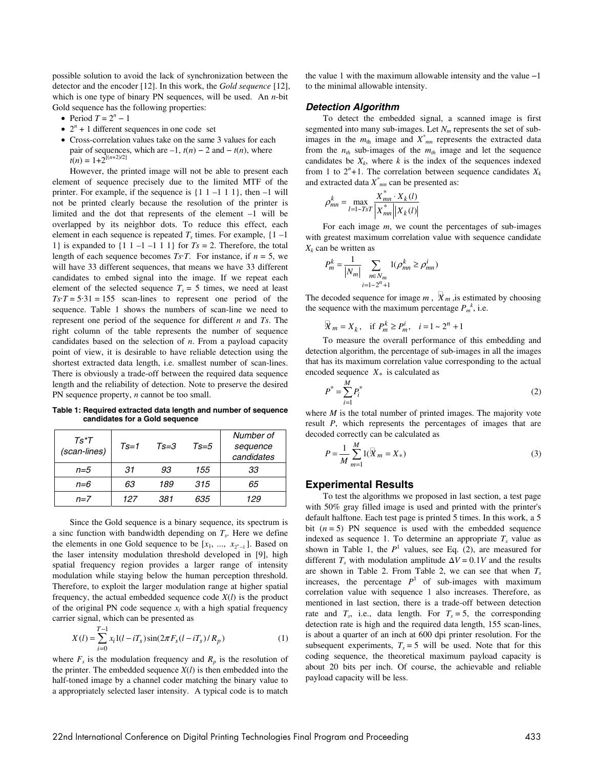possible solution to avoid the lack of synchronization between the detector and the encoder [12]. In this work, the *Gold sequence* [12], which is one type of binary PN sequences, will be used. An *n*-bit Gold sequence has the following properties:

- Period $T = 2^n - 1$
- $2^n + 1$ different sequences in one code set
- Cross-correlation values take on the same 3 values for each pair of sequences, which are –1, $t(n) - 2$ and $-t(n)$, where $t(n) = 1+2^{\lfloor (n+2)/2 \rfloor}$

However, the printed image will not be able to present each element of sequence precisely due to the limited MTF of the printer. For example, if the sequence is {1 1 –1 1 1}, then –1 will not be printed clearly because the resolution of the printer is limited and the dot that represents of the element –1 will be overlapped by its neighbor dots. To reduce this effect, each element in each sequence is repeated $T_s$ times. For example, {1 –1 1} is expanded to {1 1 –1 –1 1 1} for $Ts = 2$. Therefore, the total length of each sequence becomes $Ts \cdot T$. For instance, if $n = 5$, we will have 33 different sequences, that means we have 33 different candidates to embed signal into the image. If we repeat each element of the selected sequence $T_s = 5$ times, we need at least $Ts \cdot T = 5 \cdot 31 = 155$ scan-lines to represent one period of the sequence. Table 1 shows the numbers of scan-line we need to represent one period of the sequence for different *n* and *Ts*. The right column of the table represents the number of sequence candidates based on the selection of *n*. From a payload capacity point of view, it is desirable to have reliable detection using the shortest extracted data length, i.e. smallest number of scan-lines. There is obviously a trade-off between the required data sequence length and the reliability of detection. Note to preserve the desired PN sequence property, *n* cannot be too small.

**Table 1: Required extracted data length and number of sequence candidates for a Gold sequence**

| *Ts\*T (scan-lines)* | *Ts=1* | *Ts=3* | *Ts=5* | *Number of sequence candidates* |
|---|---|---|---|---|
| *n=5* | *31* | *93* | *155* | *33* |
| *n=6* | *63* | *189* | *315* | *65* |
| *n=7* | *127* | *381* | *635* | *129* |

Since the Gold sequence is a binary sequence, its spectrum is a sinc function with bandwidth depending on $T_s$. Here we define the elements in one Gold sequence to be $[x_1, \ldots, x_{2^n-1}]$. Based on the laser intensity modulation threshold developed in [9], high spatial frequency region provides a larger range of intensity modulation while staying below the human perception threshold. Therefore, to exploit the larger modulation range at higher spatial frequency, the actual embedded sequence code $X(l)$ is the product of the original PN code sequence $x_i$ with a high spatial frequency carrier signal, which can be presented as

$$X(l) = \sum_{i=0}^{T-1} x_i 1(l - iT_s)\sin(2\pi F_s (l - iT_s)/R_p) \tag{1}$$

where $F_s$ is the modulation frequency and $R_p$ is the resolution of the printer. The embedded sequence $X(l)$ is then embedded into the half-toned image by a channel coder matching the binary value to a appropriately selected laser intensity. A typical code is to match the value 1 with the maximum allowable intensity and the value −1 to the minimal allowable intensity.

### Detection Algorithm

To detect the embedded signal, a scanned image is first segmented into many sub-images. Let $N_m$ represents the set of sub-images in the $m_{\text{th}}$ image and $X^*_{mn}$ represents the extracted data from the $n_{th}$ sub-images of the $m_{th}$ image and let the sequence candidates be $X_k$, where $k$ is the index of the sequences indexed from 1 to $2^n+1$. The correlation between sequence candidates $X_k$ and extracted data $X^*_{mn}$ can be presented as:

$$\rho^k_{mn} = \max_{l=1\sim TsT} \frac{X^*_{mn} \cdot X_k(l)}{\left|X^*_{mn}\right|\left|X_k(l)\right|}$$

For each image $m$, we count the percentages of sub-images with greatest maximum correlation value with sequence candidate $X_k$ can be written as

$$P^k_m = \frac{1}{|N_m|} \sum_{\substack{n \in N_m \\ i=1\sim 2^n+1}} 1(\rho^k_{mn} \geq \rho^i_{mn})$$

The decoded sequence for image $m$, $\hat{X}_m$, is estimated by choosing the sequence with the maximum percentage $P_m^{\,k}$, i.e.

$$\hat{X}_m = X_k, \quad \text{if } P^k_m \geq P^i_m, \quad i = 1 \sim 2^n + 1$$

To measure the overall performance of this embedding and detection algorithm, the percentage of sub-images in all the images that has its maximum correlation value corresponding to the actual encoded sequence $X_*$ is calculated as

$$P^* = \sum_{i=1}^{M} P^*_i \tag{2}$$

where $M$ is the total number of printed images. The majority vote result $P$, which represents the percentages of images that are decoded correctly can be calculated as

$$P = \frac{1}{M}\sum_{m=1}^{M} 1(\hat{X}_m = X_*) \tag{3}$$

## Experimental Results

To test the algorithms we proposed in last section, a test page with 50% gray filled image is used and printed with the printer's default halftone. Each test page is printed 5 times. In this work, a 5 bit ($n = 5$) PN sequence is used with the embedded sequence indexed as sequence 1. To determine an appropriate $T_s$ value as shown in Table 1, the $P^1$ values, see Eq. (2), are measured for different $T_s$ with modulation amplitude $\Delta V = 0.1V$ and the results are shown in Table 2. From Table 2, we can see that when $T_s$ increases, the percentage $P^1$ of sub-images with maximum correlation value with sequence 1 also increases. Therefore, as mentioned in last section, there is a trade-off between detection rate and $T_s$, i.e., data length. For $T_s = 5$, the corresponding detection rate is high and the required data length, 155 scan-lines, is about a quarter of an inch at 600 dpi printer resolution. For the subsequent experiments, $T_s = 5$ will be used. Note that for this coding sequence, the theoretical maximum payload capacity is about 20 bits per inch. Of course, the achievable and reliable payload capacity will be less.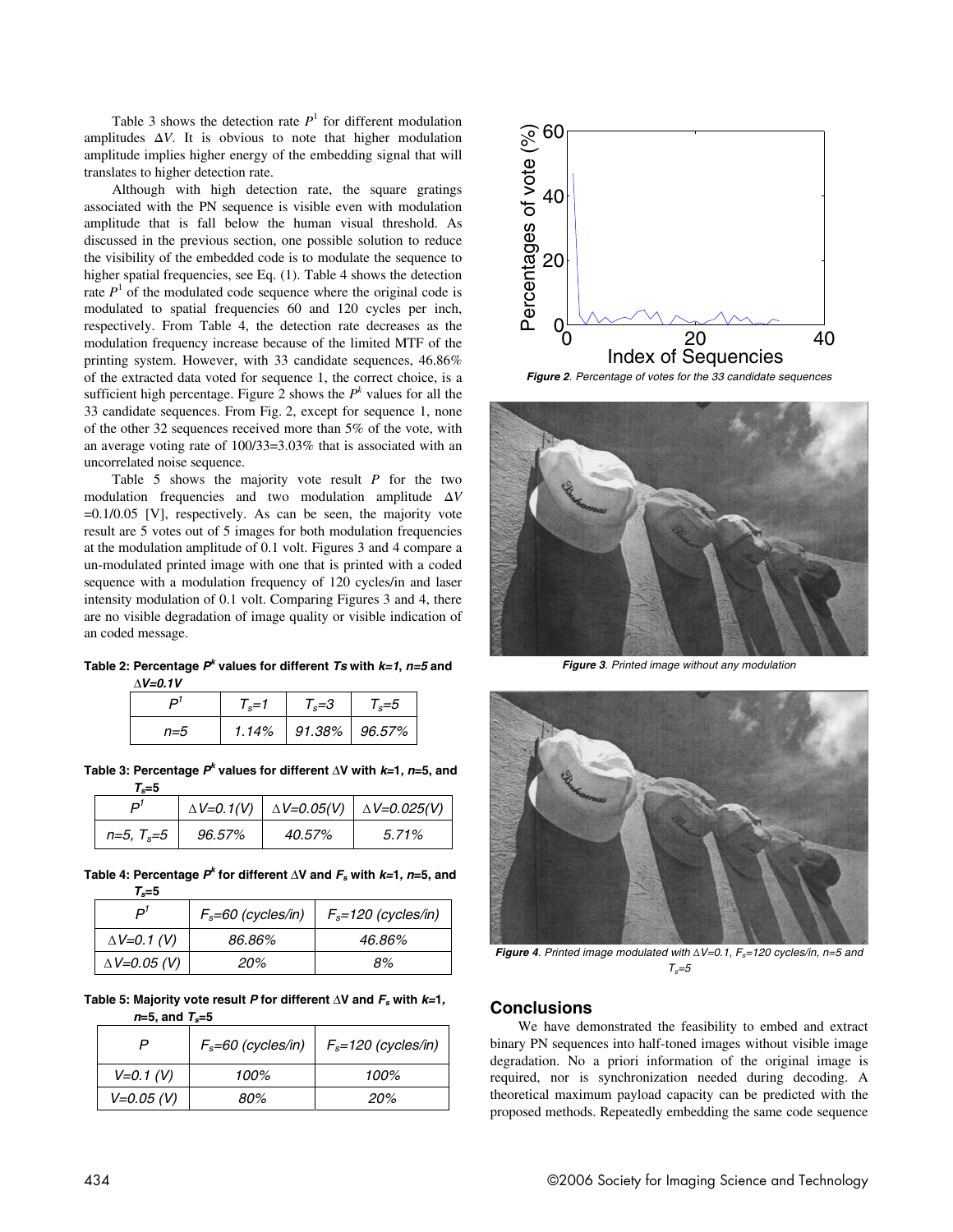Table 3 shows the detection rate $P^1$ for different modulation amplitudes $\Delta V$. It is obvious to note that higher modulation amplitude implies higher energy of the embedding signal that will translates to higher detection rate.

Although with high detection rate, the square gratings associated with the PN sequence is visible even with modulation amplitude that is fall below the human visual threshold. As discussed in the previous section, one possible solution to reduce the visibility of the embedded code is to modulate the sequence to higher spatial frequencies, see Eq. (1). Table 4 shows the detection rate $P^1$ of the modulated code sequence where the original code is modulated to spatial frequencies 60 and 120 cycles per inch, respectively. From Table 4, the detection rate decreases as the modulation frequency increase because of the limited MTF of the printing system. However, with 33 candidate sequences, 46.86% of the extracted data voted for sequence 1, the correct choice, is a sufficient high percentage. Figure 2 shows the $P^k$ values for all the 33 candidate sequences. From Fig. 2, except for sequence 1, none of the other 32 sequences received more than 5% of the vote, with an average voting rate of 100/33=3.03% that is associated with an uncorrelated noise sequence.

Table 5 shows the majority vote result $P$ for the two modulation frequencies and two modulation amplitude $\Delta V$ =0.1/0.05 [V], respectively. As can be seen, the majority vote result are 5 votes out of 5 images for both modulation frequencies at the modulation amplitude of 0.1 volt. Figures 3 and 4 compare a un-modulated printed image with one that is printed with a coded sequence with a modulation frequency of 120 cycles/in and laser intensity modulation of 0.1 volt. Comparing Figures 3 and 4, there are no visible degradation of image quality or visible indication of an coded message.

**Table 2: Percentage $P^k$ values for different $T_s$ with $k$=1, $n$=5 and $\Delta V$=0.1V**

| $P^1$ | $T_s$=1 | $T_s$=3 | $T_s$=5 |
|---|---|---|---|
| $n$=5 | 1.14% | 91.38% | 96.57% |

**Table 3: Percentage $P^k$ values for different $\Delta$V with $k$=1, $n$=5, and $T_s$=5**

| $P^1$ | $\Delta V$=0.1(V) | $\Delta V$=0.05(V) | $\Delta V$=0.025(V) |
|---|---|---|---|
| $n$=5, $T_s$=5 | 96.57% | 40.57% | 5.71% |

**Table 4: Percentage $P^k$ for different $\Delta$V and $F_s$ with $k$=1, $n$=5, and $T_s$=5**

| $P^1$ | $F_s$=60 (cycles/in) | $F_s$=120 (cycles/in) |
|---|---|---|
| $\Delta V$=0.1 (V) | 86.86% | 46.86% |
| $\Delta V$=0.05 (V) | 20% | 8% |

**Table 5: Majority vote result $P$ for different $\Delta$V and $F_s$ with $k$=1, $n$=5, and $T_s$=5**

| $P$ | $F_s$=60 (cycles/in) | $F_s$=120 (cycles/in) |
|---|---|---|
| $V$=0.1 (V) | 100% | 100% |
| $V$=0.05 (V) | 80% | 20% |

***Figure 2**. Percentage of votes for the 33 candidate sequences*

***Figure 3**. Printed image without any modulation*

***Figure 4**. Printed image modulated with $\Delta V$=0.1, $F_s$=120 cycles/in, n=5 and $T_s$=5*

## Conclusions

We have demonstrated the feasibility to embed and extract binary PN sequences into half-toned images without visible image degradation. No a priori information of the original image is required, nor is synchronization needed during decoding. A theoretical maximum payload capacity can be predicted with the proposed methods. Repeatedly embedding the same code sequence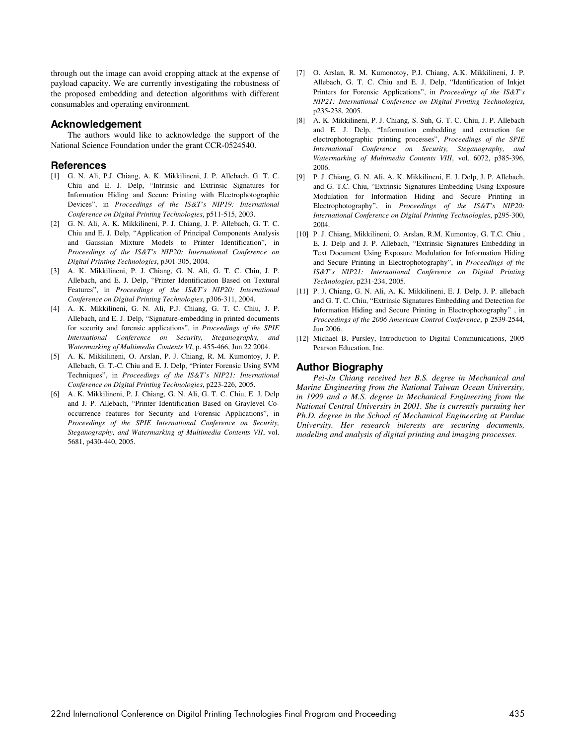through out the image can avoid cropping attack at the expense of payload capacity. We are currently investigating the robustness of the proposed embedding and detection algorithms with different consumables and operating environment.

## Acknowledgement

The authors would like to acknowledge the support of the National Science Foundation under the grant CCR-0524540.

## References

[1] G. N. Ali, P.J. Chiang, A. K. Mikkilineni, J. P. Allebach, G. T. C. Chiu and E. J. Delp, "Intrinsic and Extrinsic Signatures for Information Hiding and Secure Printing with Electrophotographic Devices", in *Proceedings of the IS&T's NIP19: International Conference on Digital Printing Technologies*, p511-515, 2003.

[2] G. N. Ali, A. K. Mikkilineni, P. J. Chiang, J. P. Allebach, G. T. C. Chiu and E. J. Delp, "Application of Principal Components Analysis and Gaussian Mixture Models to Printer Identification", in *Proceedings of the IS&T's NIP20: International Conference on Digital Printing Technologies*, p301-305, 2004.

[3] A. K. Mikkilineni, P. J. Chiang, G. N. Ali, G. T. C. Chiu, J. P. Allebach, and E. J. Delp, "Printer Identification Based on Textural Features", in *Proceedings of the IS&T's NIP20: International Conference on Digital Printing Technologies*, p306-311, 2004.

[4] A. K. Mikkilineni, G. N. Ali, P.J. Chiang, G. T. C. Chiu, J. P. Allebach, and E. J. Delp, "Signature-embedding in printed documents for security and forensic applications", in *Proceedings of the SPIE International Conference on Security, Steganography, and Watermarking of Multimedia Contents VI*, p. 455-466, Jun 22 2004.

[5] A. K. Mikkilineni, O. Arslan, P. J. Chiang, R. M. Kumontoy, J. P. Allebach, G. T.-C. Chiu and E. J. Delp, "Printer Forensic Using SVM Techniques", in *Proceedings of the IS&T's NIP21: International Conference on Digital Printing Technologies*, p223-226, 2005.

[6] A. K. Mikkilineni, P. J. Chiang, G. N. Ali, G. T. C. Chiu, E. J. Delp and J. P. Allebach, "Printer Identification Based on Graylevel Co-occurrence features for Security and Forensic Applications", in *Proceedings of the SPIE International Conference on Security, Steganography, and Watermarking of Multimedia Contents VII*, vol. 5681, p430-440, 2005.

[7] O. Arslan, R. M. Kumonotoy, P.J. Chiang, A.K. Mikkilineni, J. P. Allebach, G. T. C. Chiu and E. J. Delp, "Identification of Inkjet Printers for Forensic Applications", in *Proceedings of the IS&T's NIP21: International Conference on Digital Printing Technologies*, p235-238, 2005.

[8] A. K. Mikkilineni, P. J. Chiang, S. Suh, G. T. C. Chiu, J. P. Allebach and E. J. Delp, "Information embedding and extraction for electrophotographic printing processes", *Proceedings of the SPIE International Conference on Security, Steganography, and Watermarking of Multimedia Contents VIII*, vol. 6072, p385-396, 2006.

[9] P. J. Chiang, G. N. Ali, A. K. Mikkilineni, E. J. Delp, J. P. Allebach, and G. T.C. Chiu, "Extrinsic Signatures Embedding Using Exposure Modulation for Information Hiding and Secure Printing in Electrophotography", in *Proceedings of the IS&T's NIP20: International Conference on Digital Printing Technologies*, p295-300, 2004.

[10] P. J. Chiang, Mikkilineni, O. Arslan, R.M. Kumontoy, G. T.C. Chiu , E. J. Delp and J. P. Allebach, "Extrinsic Signatures Embedding in Text Document Using Exposure Modulation for Information Hiding and Secure Printing in Electrophotography", in *Proceedings of the IS&T's NIP21: International Conference on Digital Printing Technologies*, p231-234, 2005.

[11] P. J. Chiang, G. N. Ali, A. K. Mikkilineni, E. J. Delp, J. P. allebach and G. T. C. Chiu, "Extrinsic Signatures Embedding and Detection for Information Hiding and Secure Printing in Electrophotography" , in *Proceedings of the 2006 American Control Conference*, p 2539-2544, Jun 2006.

[12] Michael B. Pursley, Introduction to Digital Communications, 2005 Pearson Education, Inc.

## Author Biography

*Pei-Ju Chiang received her B.S. degree in Mechanical and Marine Engineering from the National Taiwan Ocean University, in 1999 and a M.S. degree in Mechanical Engineering from the National Central University in 2001. She is currently pursuing her Ph.D. degree in the School of Mechanical Engineering at Purdue University. Her research interests are securing documents, modeling and analysis of digital printing and imaging processes.*